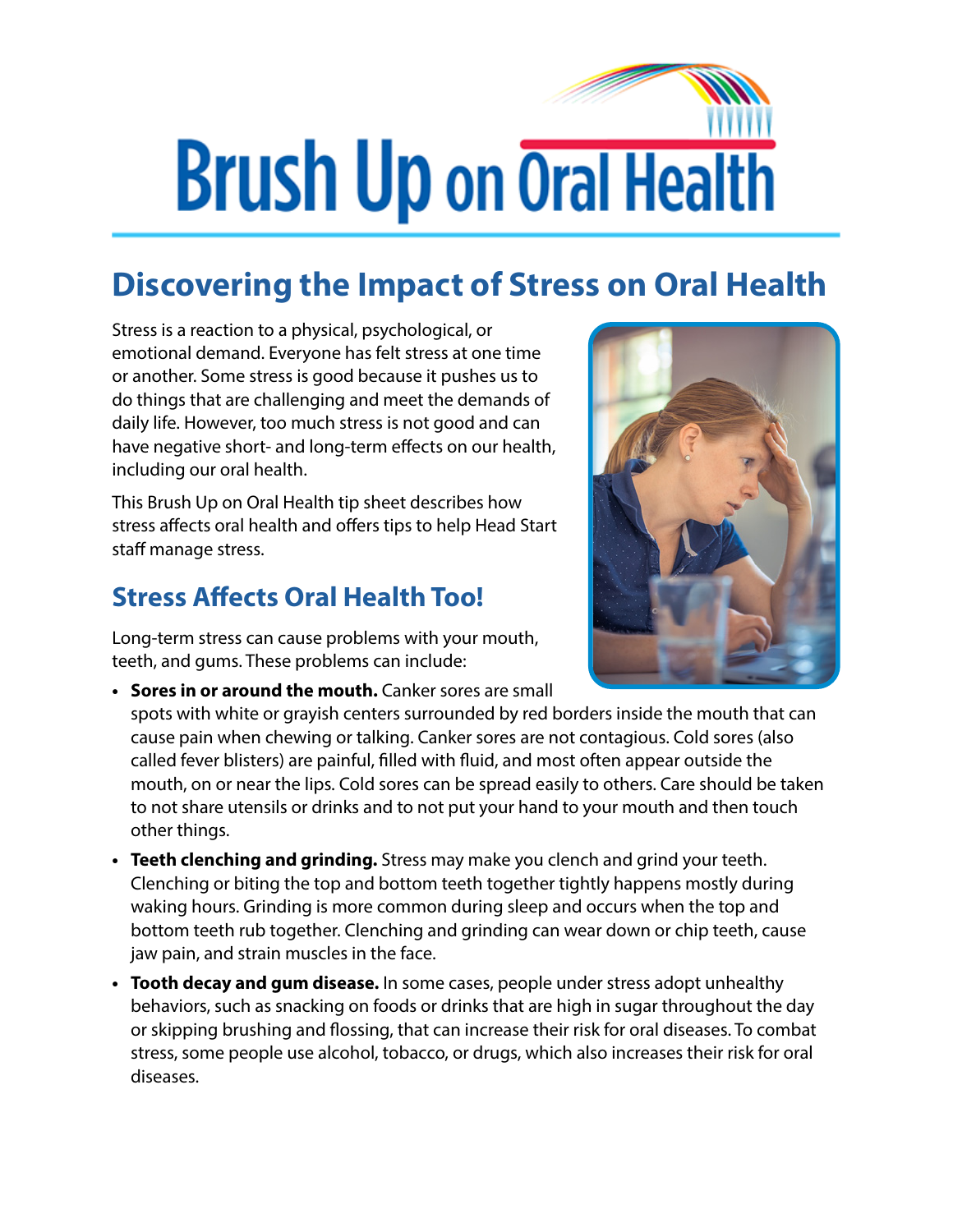# Brush Up on Oral Health

## Discovering the Impact of Stress on Oral Health

Stress is a reaction to a physical, psychological, or emotional demand. Everyone has felt stress at one time or another. Some stress is good because it pushes us to do things that are challenging and meet the demands of daily life. However, too much stress is not good and can have negative short- and long-term effects on our health, including our oral health.

This Brush Up on Oral Health tip sheet describes how stress affects oral health and offers tips to help Head Start staff manage stress.

### Stress Affects Oral Health Too!

Long-term stress can cause problems with your mouth, teeth, and gums. These problems can include:

- **Sores in or around the mouth.** Canker sores are small spots with white or grayish centers surrounded by red borders inside the mouth that can cause pain when chewing or talking. Canker sores are not contagious. Cold sores (also called fever blisters) are painful, filled with fluid, and most often appear outside the mouth, on or near the lips. Cold sores can be spread easily to others. Care should be taken to not share utensils or drinks and to not put your hand to your mouth and then touch other things.
- **Teeth clenching and grinding.** Stress may make you clench and grind your teeth. Clenching or biting the top and bottom teeth together tightly happens mostly during waking hours. Grinding is more common during sleep and occurs when the top and bottom teeth rub together. Clenching and grinding can wear down or chip teeth, cause jaw pain, and strain muscles in the face.
- **Tooth decay and gum disease.** In some cases, people under stress adopt unhealthy behaviors, such as snacking on foods or drinks that are high in sugar throughout the day or skipping brushing and flossing, that can increase their risk for oral diseases. To combat stress, some people use alcohol, tobacco, or drugs, which also increases their risk for oral diseases.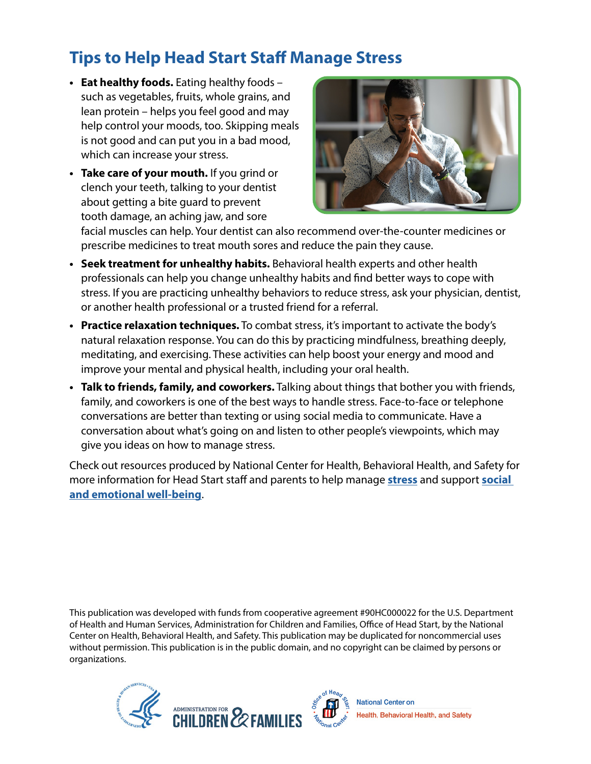## Tips to Help Head Start Staff Manage Stress

- **Eat healthy foods.** Eating healthy foods – such as vegetables, fruits, whole grains, and lean protein – helps you feel good and may help control your moods, too. Skipping meals is not good and can put you in a bad mood, which can increase your stress.
- **Take care of your mouth.** If you grind or clench your teeth, talking to your dentist about getting a bite guard to prevent tooth damage, an aching jaw, and sore facial muscles can help. Your dentist can also recommend over-the-counter medicines or prescribe medicines to treat mouth sores and reduce the pain they cause.
- **Seek treatment for unhealthy habits.** Behavioral health experts and other health professionals can help you change unhealthy habits and find better ways to cope with stress. If you are practicing unhealthy behaviors to reduce stress, ask your physician, dentist, or another health professional or a trusted friend for a referral.
- **Practice relaxation techniques.** To combat stress, it's important to activate the body's natural relaxation response. You can do this by practicing mindfulness, breathing deeply, meditating, and exercising. These activities can help boost your energy and mood and improve your mental and physical health, including your oral health.
- **Talk to friends, family, and coworkers.** Talking about things that bother you with friends, family, and coworkers is one of the best ways to handle stress. Face-to-face or telephone conversations are better than texting or using social media to communicate. Have a conversation about what's going on and listen to other people's viewpoints, which may give you ideas on how to manage stress.

Check out resources produced by National Center for Health, Behavioral Health, and Safety for more information for Head Start staff and parents to help manage **stress** and support **social and emotional well-being**.

This publication was developed with funds from cooperative agreement #90HC000022 for the U.S. Department of Health and Human Services, Administration for Children and Families, Office of Head Start, by the National Center on Health, Behavioral Health, and Safety. This publication may be duplicated for noncommercial uses without permission. This publication is in the public domain, and no copyright can be claimed by persons or organizations.